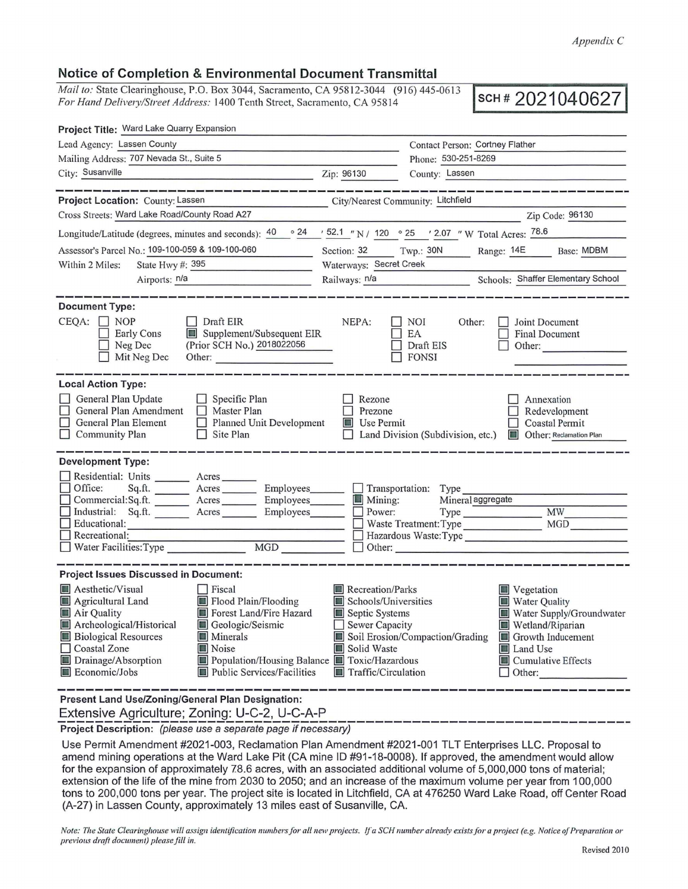*Appendix C*

## Notice of Completion & Environmental Document Transmittal

*Mail to:* State Clearinghouse, P.O. Box 3044, Sacramento, CA 95812-3044 (916) 445-0613
*For Hand Delivery/Street Address:* 1400 Tenth Street, Sacramento, CA 95814

**SCH # 2021040627**

**Project Title:** Ward Lake Quarry Expansion

Lead Agency: Lassen County — Contact Person: Cortney Flather
Mailing Address: 707 Nevada St., Suite 5 — Phone: 530-251-8269
City: Susanville — Zip: 96130 — County: Lassen

---

**Project Location:** County: Lassen — City/Nearest Community: Litchfield
Cross Streets: Ward Lake Road/County Road A27 — Zip Code: 96130
Longitude/Latitude (degrees, minutes and seconds): 40 ° 24 ′ 52.1 ″ N / 120 ° 25 ′ 2.07 ″ W Total Acres: 78.6
Assessor's Parcel No.: 109-100-059 & 109-100-060 — Section: 32 — Twp.: 30N — Range: 14E — Base: MDBM
Within 2 Miles: State Hwy #: 395 — Waterways: Secret Creek
Airports: n/a — Railways: n/a — Schools: Shaffer Elementary School

---

**Document Type:**

CEQA:
- [ ] NOP
- [ ] Early Cons
- [ ] Neg Dec
- [ ] Mit Neg Dec
- [ ] Draft EIR
- [x] Supplement/Subsequent EIR (Prior SCH No.) 2018022056
- Other:

NEPA:
- [ ] NOI
- [ ] EA
- [ ] Draft EIS
- [ ] FONSI

Other:
- [ ] Joint Document
- [ ] Final Document
- [ ] Other:

---

**Local Action Type:**

- [ ] General Plan Update
- [ ] General Plan Amendment
- [ ] General Plan Element
- [ ] Community Plan
- [ ] Specific Plan
- [ ] Master Plan
- [ ] Planned Unit Development
- [ ] Site Plan
- [ ] Rezone
- [ ] Prezone
- [x] Use Permit
- [ ] Land Division (Subdivision, etc.)
- [ ] Annexation
- [ ] Redevelopment
- [ ] Coastal Permit
- [x] Other: Reclamation Plan

---

**Development Type:**

- [ ] Residential: Units ___ Acres ___
- [ ] Office: Sq.ft. ___ Acres ___ Employees ___
- [ ] Commercial: Sq.ft. ___ Acres ___ Employees ___
- [ ] Industrial: Sq.ft. ___ Acres ___ Employees ___
- [ ] Educational:
- [ ] Recreational:
- [ ] Water Facilities: Type ___ MGD ___
- [ ] Transportation: Type ___
- [x] Mining: Mineral aggregate
- [ ] Power: Type ___ MW ___
- [ ] Waste Treatment: Type ___ MGD ___
- [ ] Hazardous Waste: Type ___
- [ ] Other:

---

**Project Issues Discussed in Document:**

- [x] Aesthetic/Visual
- [x] Agricultural Land
- [x] Air Quality
- [x] Archeological/Historical
- [x] Biological Resources
- [ ] Coastal Zone
- [x] Drainage/Absorption
- [x] Economic/Jobs
- [ ] Fiscal
- [x] Flood Plain/Flooding
- [x] Forest Land/Fire Hazard
- [x] Geologic/Seismic
- [x] Minerals
- [x] Noise
- [x] Population/Housing Balance
- [x] Public Services/Facilities
- [x] Recreation/Parks
- [x] Schools/Universities
- [x] Septic Systems
- [ ] Sewer Capacity
- [x] Soil Erosion/Compaction/Grading
- [x] Solid Waste
- [x] Toxic/Hazardous
- [x] Traffic/Circulation
- [x] Vegetation
- [x] Water Quality
- [x] Water Supply/Groundwater
- [x] Wetland/Riparian
- [x] Growth Inducement
- [x] Land Use
- [x] Cumulative Effects
- [ ] Other:

---

**Present Land Use/Zoning/General Plan Designation:**

Extensive Agriculture; Zoning: U-C-2, U-C-A-P

**Project Description:** *(please use a separate page if necessary)*

Use Permit Amendment #2021-003, Reclamation Plan Amendment #2021-001 TLT Enterprises LLC. Proposal to amend mining operations at the Ward Lake Pit (CA mine ID #91-18-0008). If approved, the amendment would allow for the expansion of approximately 78.6 acres, with an associated additional volume of 5,000,000 tons of material; extension of the life of the mine from 2030 to 2050; and an increase of the maximum volume per year from 100,000 tons to 200,000 tons per year. The project site is located in Litchfield, CA at 476250 Ward Lake Road, off Center Road (A-27) in Lassen County, approximately 13 miles east of Susanville, CA.

*Note: The State Clearinghouse will assign identification numbers for all new projects. If a SCH number already exists for a project (e.g. Notice of Preparation or previous draft document) please fill in.*

Revised 2010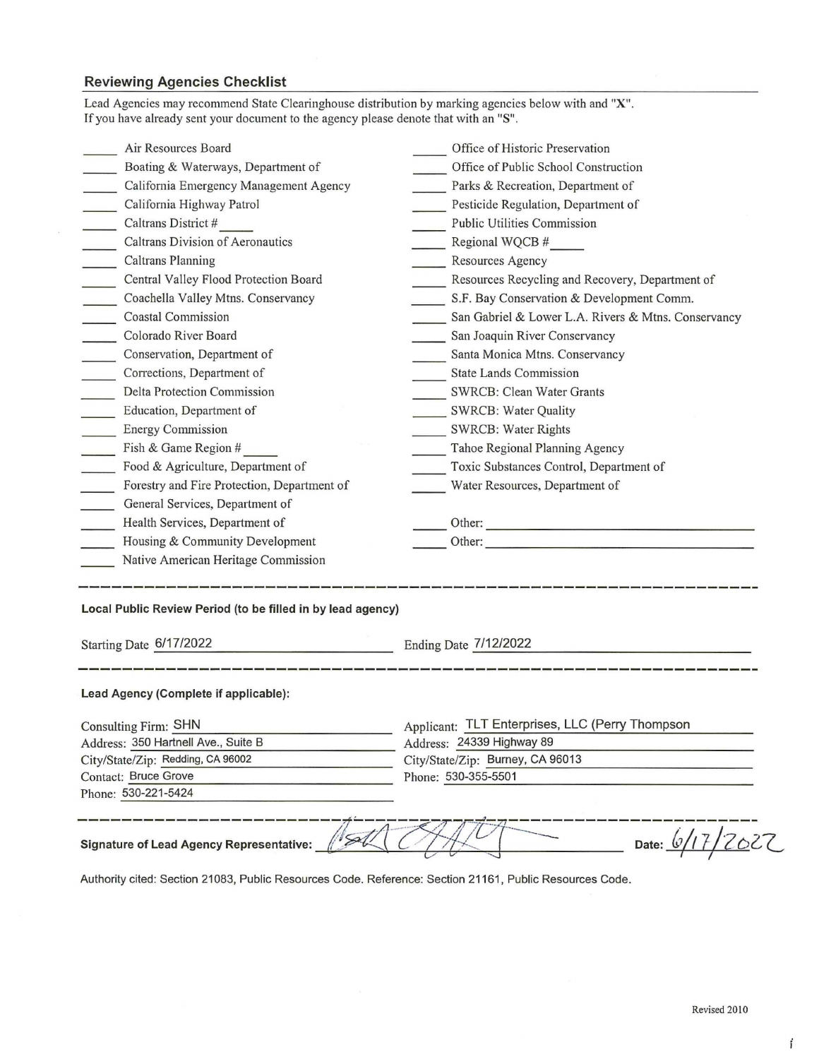### Reviewing Agencies Checklist

Lead Agencies may recommend State Clearinghouse distribution by marking agencies below with and "X".
If you have already sent your document to the agency please denote that with an "S".

\_\_\_\_\_ Air Resources Board
\_\_\_\_\_ Boating & Waterways, Department of
\_\_\_\_\_ California Emergency Management Agency
\_\_\_\_\_ California Highway Patrol
\_\_\_\_\_ Caltrans District # \_\_\_\_\_
\_\_\_\_\_ Caltrans Division of Aeronautics
\_\_\_\_\_ Caltrans Planning
\_\_\_\_\_ Central Valley Flood Protection Board
\_\_\_\_\_ Coachella Valley Mtns. Conservancy
\_\_\_\_\_ Coastal Commission
\_\_\_\_\_ Colorado River Board
\_\_\_\_\_ Conservation, Department of
\_\_\_\_\_ Corrections, Department of
\_\_\_\_\_ Delta Protection Commission
\_\_\_\_\_ Education, Department of
\_\_\_\_\_ Energy Commission
\_\_\_\_\_ Fish & Game Region # \_\_\_\_\_
\_\_\_\_\_ Food & Agriculture, Department of
\_\_\_\_\_ Forestry and Fire Protection, Department of
\_\_\_\_\_ General Services, Department of
\_\_\_\_\_ Health Services, Department of
\_\_\_\_\_ Housing & Community Development
\_\_\_\_\_ Native American Heritage Commission
\_\_\_\_\_ Office of Historic Preservation
\_\_\_\_\_ Office of Public School Construction
\_\_\_\_\_ Parks & Recreation, Department of
\_\_\_\_\_ Pesticide Regulation, Department of
\_\_\_\_\_ Public Utilities Commission
\_\_\_\_\_ Regional WQCB # \_\_\_\_\_
\_\_\_\_\_ Resources Agency
\_\_\_\_\_ Resources Recycling and Recovery, Department of
\_\_\_\_\_ S.F. Bay Conservation & Development Comm.
\_\_\_\_\_ San Gabriel & Lower L.A. Rivers & Mtns. Conservancy
\_\_\_\_\_ San Joaquin River Conservancy
\_\_\_\_\_ Santa Monica Mtns. Conservancy
\_\_\_\_\_ State Lands Commission
\_\_\_\_\_ SWRCB: Clean Water Grants
\_\_\_\_\_ SWRCB: Water Quality
\_\_\_\_\_ SWRCB: Water Rights
\_\_\_\_\_ Tahoe Regional Planning Agency
\_\_\_\_\_ Toxic Substances Control, Department of
\_\_\_\_\_ Water Resources, Department of

\_\_\_\_\_ Other: \_\_\_\_\_\_\_\_\_\_\_\_\_\_\_\_\_\_\_\_
\_\_\_\_\_ Other: \_\_\_\_\_\_\_\_\_\_\_\_\_\_\_\_\_\_\_\_

---

**Local Public Review Period (to be filled in by lead agency)**

Starting Date 6/17/2022 Ending Date 7/12/2022

---

**Lead Agency (Complete if applicable):**

Consulting Firm: SHN
Address: 350 Hartnell Ave., Suite B
City/State/Zip: Redding, CA 96002
Contact: Bruce Grove
Phone: 530-221-5424

Applicant: TLT Enterprises, LLC (Perry Thompson
Address: 24339 Highway 89
City/State/Zip: Burney, CA 96013
Phone: 530-355-5501

---

**Signature of Lead Agency Representative:** [signature] **Date:** 6/17/2022

Authority cited: Section 21083, Public Resources Code. Reference: Section 21161, Public Resources Code.

Revised 2010